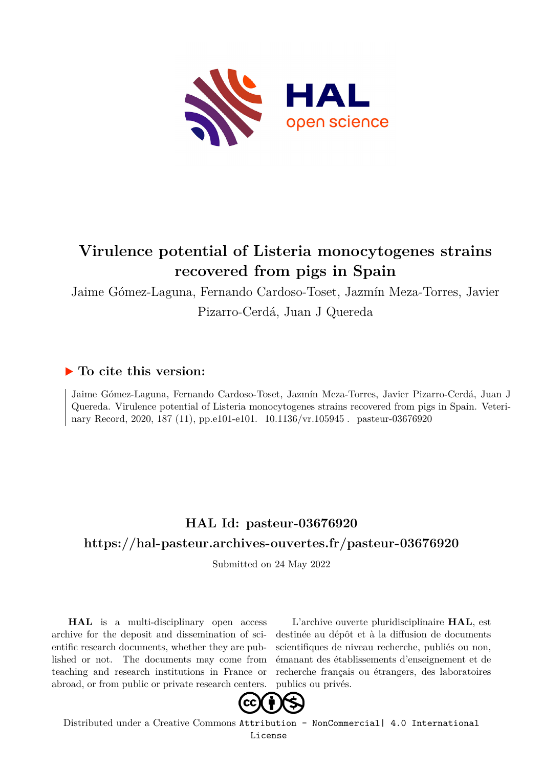# Virulence potential of Listeria monocytogenes strains recovered from pigs in Spain

Jaime Gómez-Laguna, Fernando Cardoso-Toset, Jazmín Meza-Torres, Javier Pizarro-Cerdá, Juan J Quereda

## ▶ To cite this version:

Jaime Gómez-Laguna, Fernando Cardoso-Toset, Jazmín Meza-Torres, Javier Pizarro-Cerdá, Juan J Quereda. Virulence potential of Listeria monocytogenes strains recovered from pigs in Spain. Veterinary Record, 2020, 187 (11), pp.e101-e101. 10.1136/vr.105945. pasteur-03676920

## HAL Id: pasteur-03676920

## https://hal-pasteur.archives-ouvertes.fr/pasteur-03676920

Submitted on 24 May 2022

**HAL** is a multi-disciplinary open access archive for the deposit and dissemination of scientific research documents, whether they are published or not. The documents may come from teaching and research institutions in France or abroad, or from public or private research centers.

L'archive ouverte pluridisciplinaire **HAL**, est destinée au dépôt et à la diffusion de documents scientifiques de niveau recherche, publiés ou non, émanant des établissements d'enseignement et de recherche français ou étrangers, des laboratoires publics ou privés.

Distributed under a Creative Commons Attribution - NonCommercial| 4.0 International License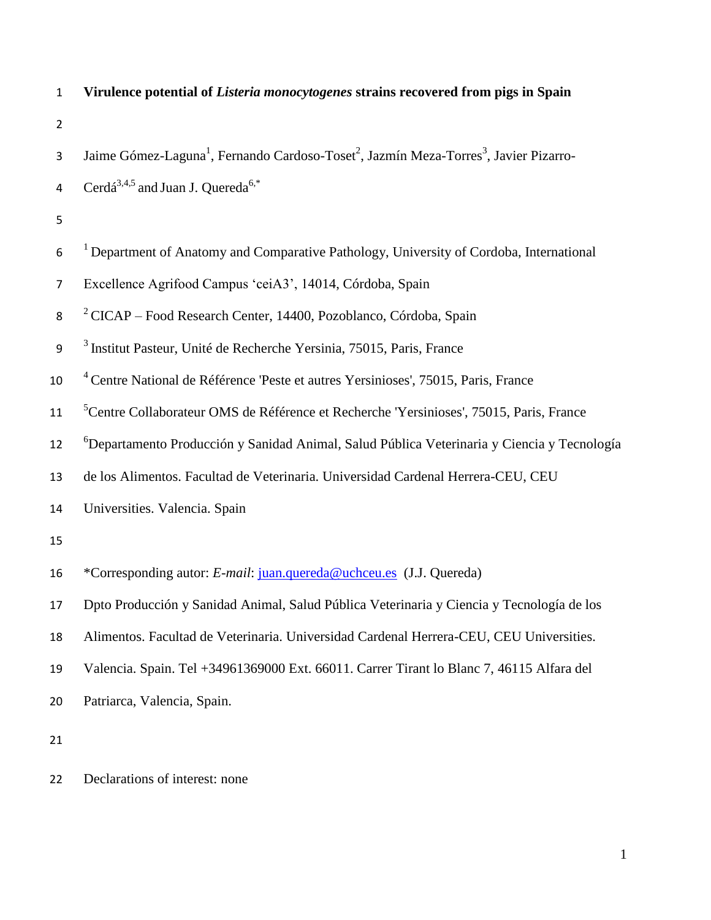# Virulence potential of *Listeria monocytogenes* strains recovered from pigs in Spain

Jaime Gómez-Laguna[1], Fernando Cardoso-Toset[2], Jazmín Meza-Torres[3], Javier Pizarro-Cerdá[3,4,5] and Juan J. Quereda[6,*]

[1] Department of Anatomy and Comparative Pathology, University of Cordoba, International Excellence Agrifood Campus 'ceiA3', 14014, Córdoba, Spain

[2] CICAP – Food Research Center, 14400, Pozoblanco, Córdoba, Spain

[3] Institut Pasteur, Unité de Recherche Yersinia, 75015, Paris, France

[4] Centre National de Référence 'Peste et autres Yersinioses', 75015, Paris, France

[5] Centre Collaborateur OMS de Référence et Recherche 'Yersinioses', 75015, Paris, France

[6] Departamento Producción y Sanidad Animal, Salud Pública Veterinaria y Ciencia y Tecnología de los Alimentos. Facultad de Veterinaria. Universidad Cardenal Herrera-CEU, CEU Universities. Valencia. Spain

*Corresponding autor: *E-mail*: juan.quereda@uchceu.es (J.J. Quereda)

Dpto Producción y Sanidad Animal, Salud Pública Veterinaria y Ciencia y Tecnología de los Alimentos. Facultad de Veterinaria. Universidad Cardenal Herrera-CEU, CEU Universities. Valencia. Spain. Tel +34961369000 Ext. 66011. Carrer Tirant lo Blanc 7, 46115 Alfara del Patriarca, Valencia, Spain.

Declarations of interest: none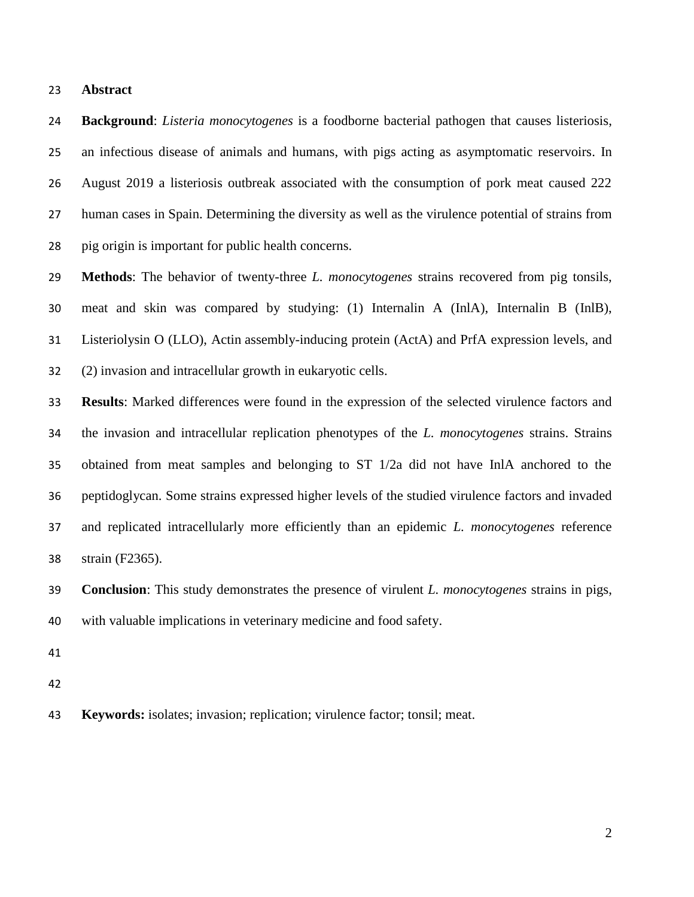## Abstract

**Background**: *Listeria monocytogenes* is a foodborne bacterial pathogen that causes listeriosis, an infectious disease of animals and humans, with pigs acting as asymptomatic reservoirs. In August 2019 a listeriosis outbreak associated with the consumption of pork meat caused 222 human cases in Spain. Determining the diversity as well as the virulence potential of strains from pig origin is important for public health concerns.

**Methods**: The behavior of twenty-three *L. monocytogenes* strains recovered from pig tonsils, meat and skin was compared by studying: (1) Internalin A (InlA), Internalin B (InlB), Listeriolysin O (LLO), Actin assembly-inducing protein (ActA) and PrfA expression levels, and (2) invasion and intracellular growth in eukaryotic cells.

**Results**: Marked differences were found in the expression of the selected virulence factors and the invasion and intracellular replication phenotypes of the *L. monocytogenes* strains. Strains obtained from meat samples and belonging to ST 1/2a did not have InlA anchored to the peptidoglycan. Some strains expressed higher levels of the studied virulence factors and invaded and replicated intracellularly more efficiently than an epidemic *L. monocytogenes* reference strain (F2365).

**Conclusion**: This study demonstrates the presence of virulent *L. monocytogenes* strains in pigs, with valuable implications in veterinary medicine and food safety.

**Keywords:** isolates; invasion; replication; virulence factor; tonsil; meat.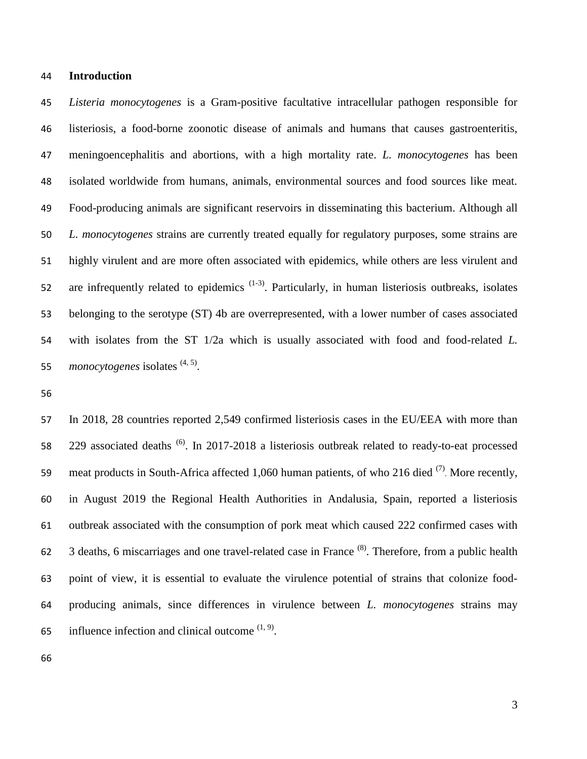## Introduction

*Listeria monocytogenes* is a Gram-positive facultative intracellular pathogen responsible for listeriosis, a food-borne zoonotic disease of animals and humans that causes gastroenteritis, meningoencephalitis and abortions, with a high mortality rate. *L. monocytogenes* has been isolated worldwide from humans, animals, environmental sources and food sources like meat. Food-producing animals are significant reservoirs in disseminating this bacterium. Although all *L. monocytogenes* strains are currently treated equally for regulatory purposes, some strains are highly virulent and are more often associated with epidemics, while others are less virulent and are infrequently related to epidemics [1-3]. Particularly, in human listeriosis outbreaks, isolates belonging to the serotype (ST) 4b are overrepresented, with a lower number of cases associated with isolates from the ST 1/2a which is usually associated with food and food-related *L. monocytogenes* isolates [4, 5].

In 2018, 28 countries reported 2,549 confirmed listeriosis cases in the EU/EEA with more than 229 associated deaths [6]. In 2017-2018 a listeriosis outbreak related to ready-to-eat processed meat products in South-Africa affected 1,060 human patients, of who 216 died [7]. More recently, in August 2019 the Regional Health Authorities in Andalusia, Spain, reported a listeriosis outbreak associated with the consumption of pork meat which caused 222 confirmed cases with 3 deaths, 6 miscarriages and one travel-related case in France [8]. Therefore, from a public health point of view, it is essential to evaluate the virulence potential of strains that colonize food-producing animals, since differences in virulence between *L. monocytogenes* strains may influence infection and clinical outcome [1, 9].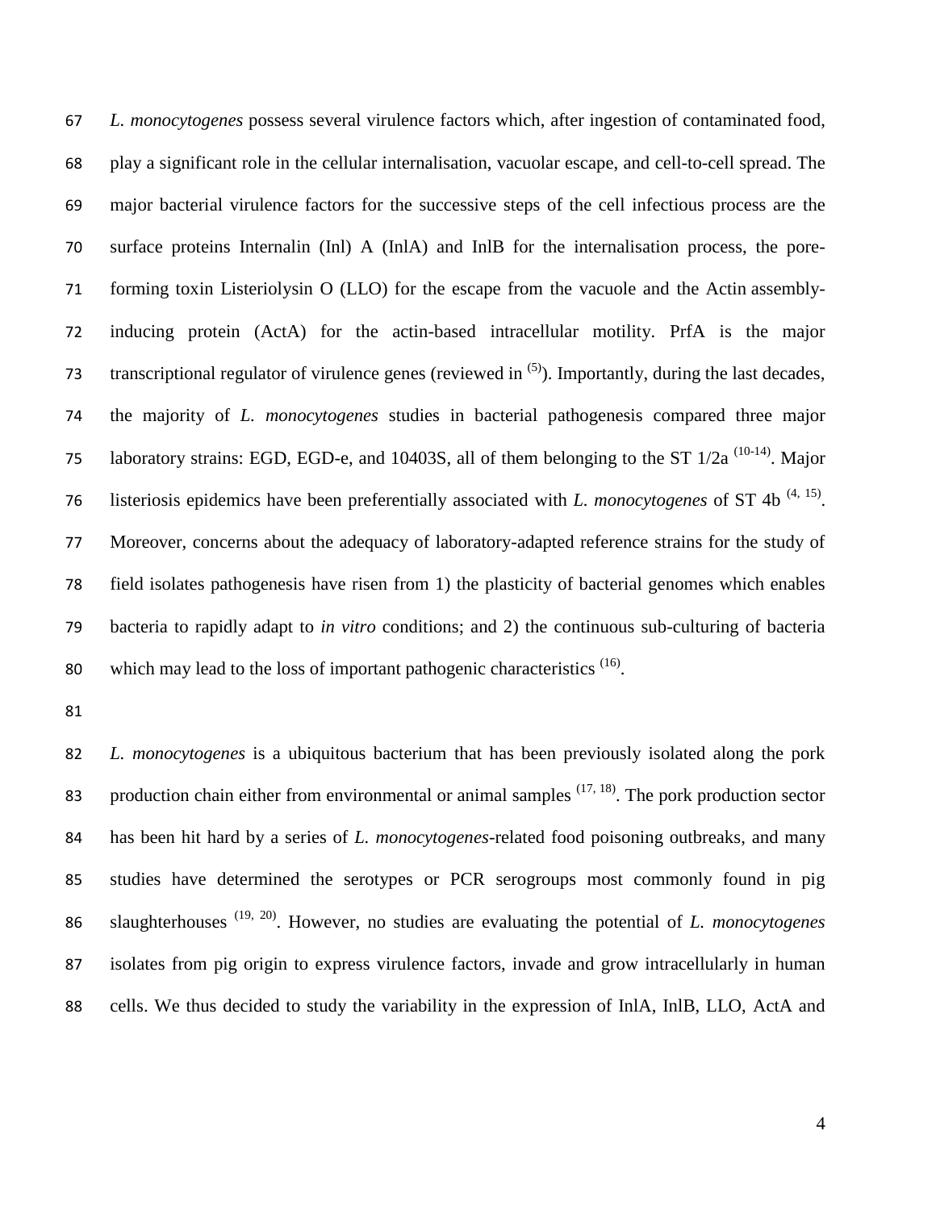*L. monocytogenes* possess several virulence factors which, after ingestion of contaminated food, play a significant role in the cellular internalisation, vacuolar escape, and cell-to-cell spread. The major bacterial virulence factors for the successive steps of the cell infectious process are the surface proteins Internalin (Inl) A (InlA) and InlB for the internalisation process, the pore-forming toxin Listeriolysin O (LLO) for the escape from the vacuole and the Actin assembly-inducing protein (ActA) for the actin-based intracellular motility. PrfA is the major transcriptional regulator of virulence genes (reviewed in [5]). Importantly, during the last decades, the majority of *L. monocytogenes* studies in bacterial pathogenesis compared three major laboratory strains: EGD, EGD-e, and 10403S, all of them belonging to the ST 1/2a [10-14]. Major listeriosis epidemics have been preferentially associated with *L. monocytogenes* of ST 4b [4, 15]. Moreover, concerns about the adequacy of laboratory-adapted reference strains for the study of field isolates pathogenesis have risen from 1) the plasticity of bacterial genomes which enables bacteria to rapidly adapt to *in vitro* conditions; and 2) the continuous sub-culturing of bacteria which may lead to the loss of important pathogenic characteristics [16].

*L. monocytogenes* is a ubiquitous bacterium that has been previously isolated along the pork production chain either from environmental or animal samples [17, 18]. The pork production sector has been hit hard by a series of *L. monocytogenes*-related food poisoning outbreaks, and many studies have determined the serotypes or PCR serogroups most commonly found in pig slaughterhouses [19, 20]. However, no studies are evaluating the potential of *L. monocytogenes* isolates from pig origin to express virulence factors, invade and grow intracellularly in human cells. We thus decided to study the variability in the expression of InlA, InlB, LLO, ActA and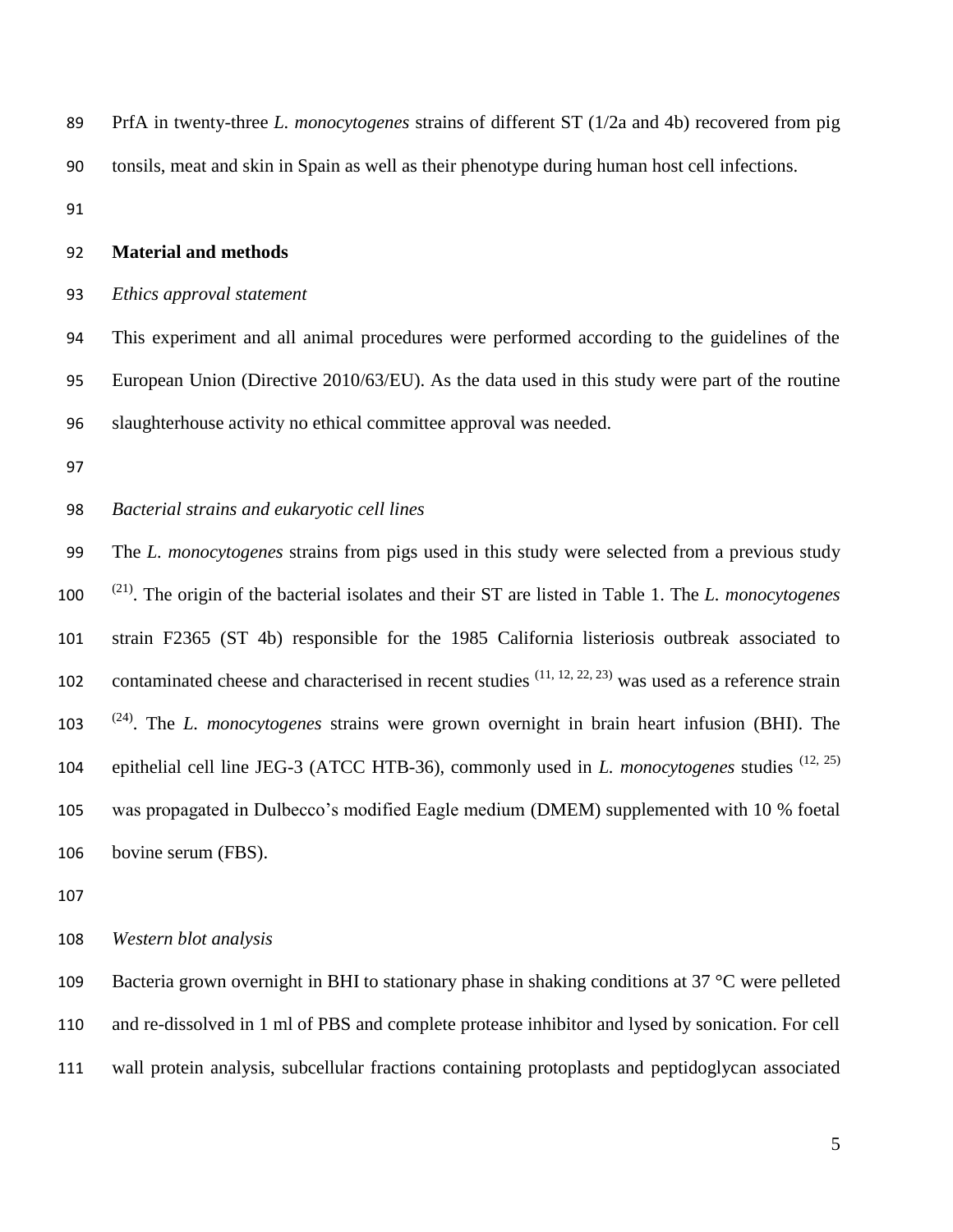PrfA in twenty-three *L. monocytogenes* strains of different ST (1/2a and 4b) recovered from pig tonsils, meat and skin in Spain as well as their phenotype during human host cell infections.

## Material and methods

### *Ethics approval statement*

This experiment and all animal procedures were performed according to the guidelines of the European Union (Directive 2010/63/EU). As the data used in this study were part of the routine slaughterhouse activity no ethical committee approval was needed.

### *Bacterial strains and eukaryotic cell lines*

The *L. monocytogenes* strains from pigs used in this study were selected from a previous study [21]. The origin of the bacterial isolates and their ST are listed in Table 1. The *L. monocytogenes* strain F2365 (ST 4b) responsible for the 1985 California listeriosis outbreak associated to contaminated cheese and characterised in recent studies [11, 12, 22, 23] was used as a reference strain [24]. The *L. monocytogenes* strains were grown overnight in brain heart infusion (BHI). The epithelial cell line JEG-3 (ATCC HTB-36), commonly used in *L. monocytogenes* studies [12, 25] was propagated in Dulbecco's modified Eagle medium (DMEM) supplemented with 10 % foetal bovine serum (FBS).

### *Western blot analysis*

Bacteria grown overnight in BHI to stationary phase in shaking conditions at 37 °C were pelleted and re-dissolved in 1 ml of PBS and complete protease inhibitor and lysed by sonication. For cell wall protein analysis, subcellular fractions containing protoplasts and peptidoglycan associated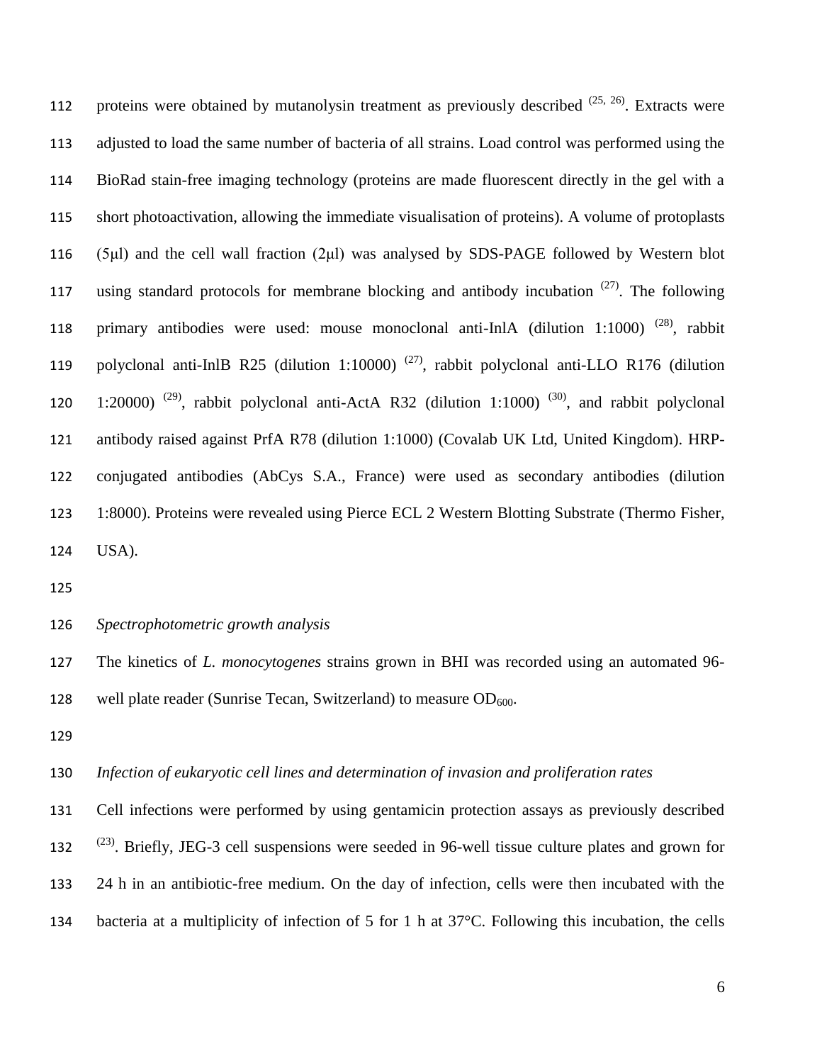proteins were obtained by mutanolysin treatment as previously described [25, 26]. Extracts were adjusted to load the same number of bacteria of all strains. Load control was performed using the BioRad stain-free imaging technology (proteins are made fluorescent directly in the gel with a short photoactivation, allowing the immediate visualisation of proteins). A volume of protoplasts (5μl) and the cell wall fraction (2μl) was analysed by SDS-PAGE followed by Western blot using standard protocols for membrane blocking and antibody incubation [27]. The following primary antibodies were used: mouse monoclonal anti-InlA (dilution 1:1000) [28], rabbit polyclonal anti-InlB R25 (dilution 1:10000) [27], rabbit polyclonal anti-LLO R176 (dilution 1:20000) [29], rabbit polyclonal anti-ActA R32 (dilution 1:1000) [30], and rabbit polyclonal antibody raised against PrfA R78 (dilution 1:1000) (Covalab UK Ltd, United Kingdom). HRP-conjugated antibodies (AbCys S.A., France) were used as secondary antibodies (dilution 1:8000). Proteins were revealed using Pierce ECL 2 Western Blotting Substrate (Thermo Fisher, USA).

*Spectrophotometric growth analysis*

The kinetics of *L. monocytogenes* strains grown in BHI was recorded using an automated 96-well plate reader (Sunrise Tecan, Switzerland) to measure $OD_{600}$.

*Infection of eukaryotic cell lines and determination of invasion and proliferation rates*

Cell infections were performed by using gentamicin protection assays as previously described [23]. Briefly, JEG-3 cell suspensions were seeded in 96-well tissue culture plates and grown for 24 h in an antibiotic-free medium. On the day of infection, cells were then incubated with the bacteria at a multiplicity of infection of 5 for 1 h at 37°C. Following this incubation, the cells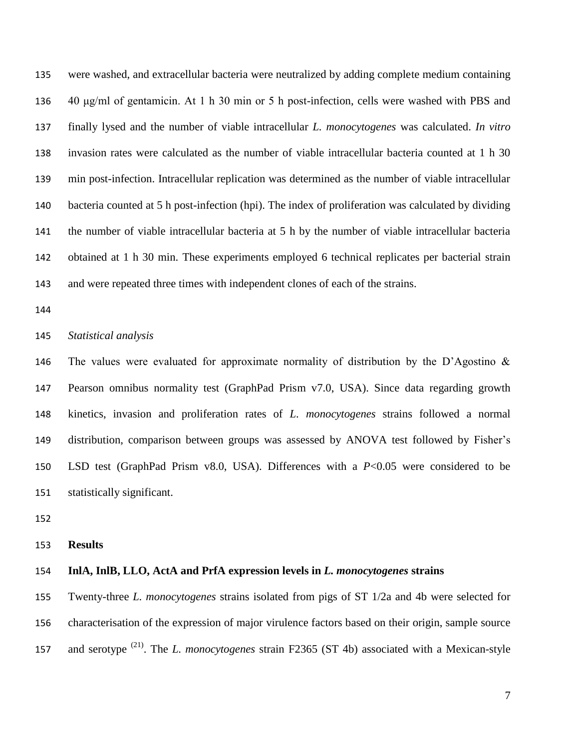were washed, and extracellular bacteria were neutralized by adding complete medium containing 40 μg/ml of gentamicin. At 1 h 30 min or 5 h post-infection, cells were washed with PBS and finally lysed and the number of viable intracellular *L. monocytogenes* was calculated. *In vitro* invasion rates were calculated as the number of viable intracellular bacteria counted at 1 h 30 min post-infection. Intracellular replication was determined as the number of viable intracellular bacteria counted at 5 h post-infection (hpi). The index of proliferation was calculated by dividing the number of viable intracellular bacteria at 5 h by the number of viable intracellular bacteria obtained at 1 h 30 min. These experiments employed 6 technical replicates per bacterial strain and were repeated three times with independent clones of each of the strains.

*Statistical analysis*

The values were evaluated for approximate normality of distribution by the D'Agostino & Pearson omnibus normality test (GraphPad Prism v7.0, USA). Since data regarding growth kinetics, invasion and proliferation rates of *L. monocytogenes* strains followed a normal distribution, comparison between groups was assessed by ANOVA test followed by Fisher's LSD test (GraphPad Prism v8.0, USA). Differences with a $P<0.05$ were considered to be statistically significant.

## Results

### InlA, InlB, LLO, ActA and PrfA expression levels in *L. monocytogenes* strains

Twenty-three *L. monocytogenes* strains isolated from pigs of ST 1/2a and 4b were selected for characterisation of the expression of major virulence factors based on their origin, sample source and serotype [21]. The *L. monocytogenes* strain F2365 (ST 4b) associated with a Mexican-style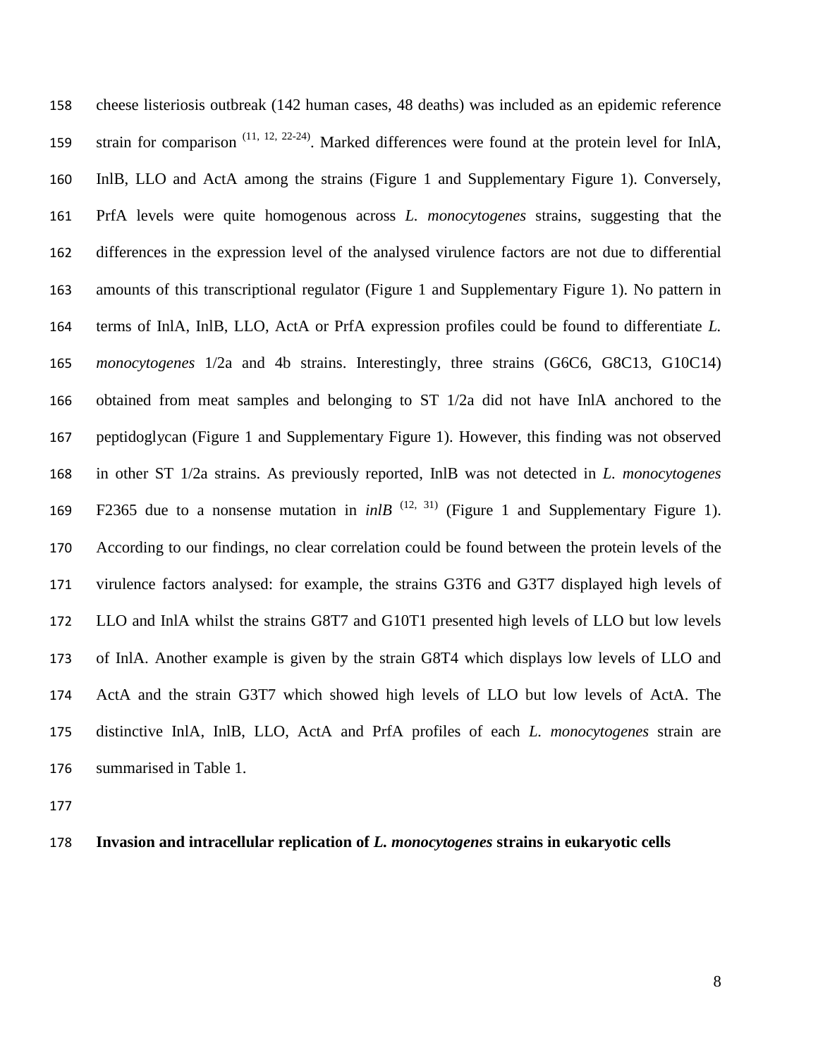cheese listeriosis outbreak (142 human cases, 48 deaths) was included as an epidemic reference strain for comparison [11, 12, 22-24]. Marked differences were found at the protein level for InlA, InlB, LLO and ActA among the strains (Figure 1 and Supplementary Figure 1). Conversely, PrfA levels were quite homogenous across *L. monocytogenes* strains, suggesting that the differences in the expression level of the analysed virulence factors are not due to differential amounts of this transcriptional regulator (Figure 1 and Supplementary Figure 1). No pattern in terms of InlA, InlB, LLO, ActA or PrfA expression profiles could be found to differentiate *L. monocytogenes* 1/2a and 4b strains. Interestingly, three strains (G6C6, G8C13, G10C14) obtained from meat samples and belonging to ST 1/2a did not have InlA anchored to the peptidoglycan (Figure 1 and Supplementary Figure 1). However, this finding was not observed in other ST 1/2a strains. As previously reported, InlB was not detected in *L. monocytogenes* F2365 due to a nonsense mutation in *inlB* [12, 31] (Figure 1 and Supplementary Figure 1). According to our findings, no clear correlation could be found between the protein levels of the virulence factors analysed: for example, the strains G3T6 and G3T7 displayed high levels of LLO and InlA whilst the strains G8T7 and G10T1 presented high levels of LLO but low levels of InlA. Another example is given by the strain G8T4 which displays low levels of LLO and ActA and the strain G3T7 which showed high levels of LLO but low levels of ActA. The distinctive InlA, InlB, LLO, ActA and PrfA profiles of each *L. monocytogenes* strain are summarised in Table 1.

**Invasion and intracellular replication of *L. monocytogenes* strains in eukaryotic cells**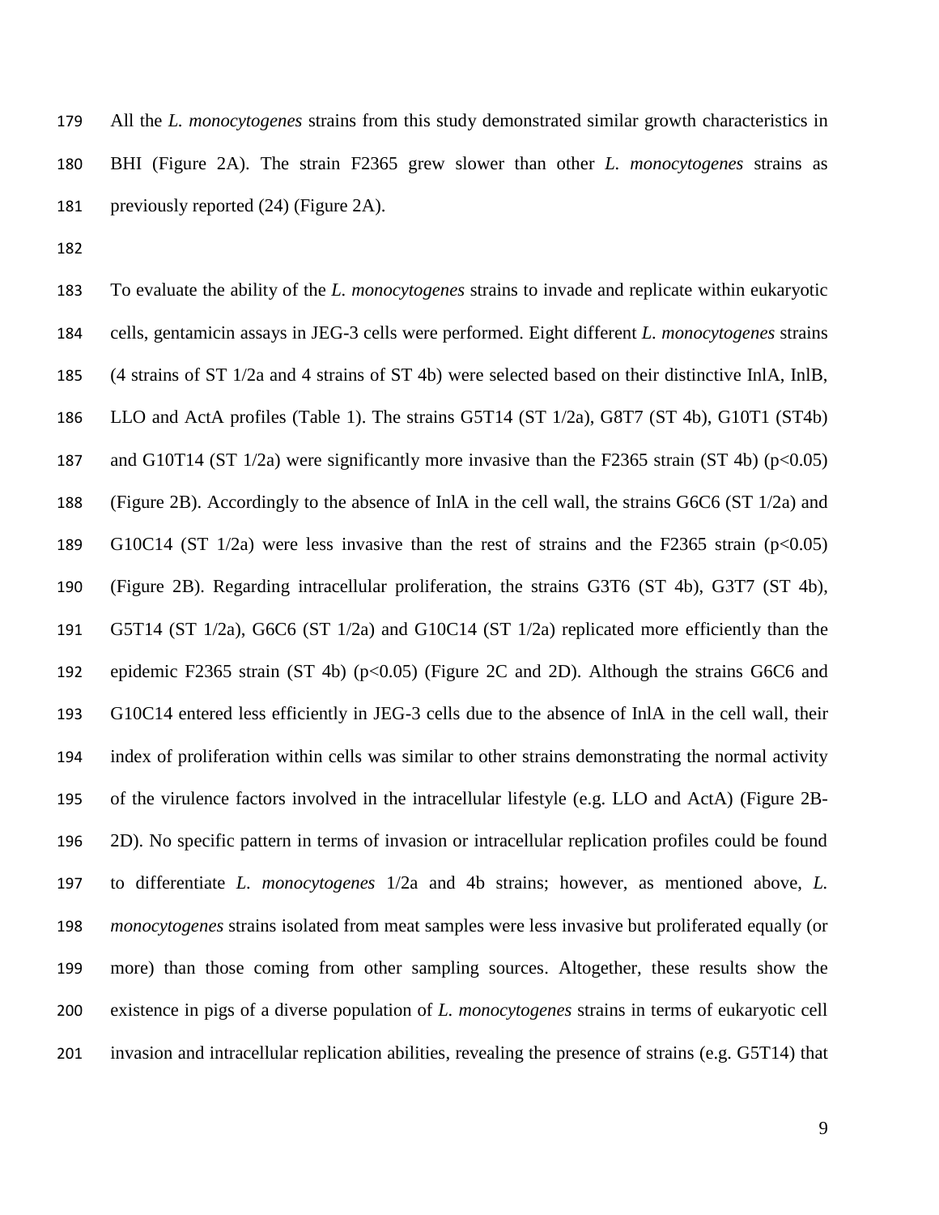All the *L. monocytogenes* strains from this study demonstrated similar growth characteristics in BHI (Figure 2A). The strain F2365 grew slower than other *L. monocytogenes* strains as previously reported (24) (Figure 2A).

To evaluate the ability of the *L. monocytogenes* strains to invade and replicate within eukaryotic cells, gentamicin assays in JEG-3 cells were performed. Eight different *L. monocytogenes* strains (4 strains of ST 1/2a and 4 strains of ST 4b) were selected based on their distinctive InlA, InlB, LLO and ActA profiles (Table 1). The strains G5T14 (ST 1/2a), G8T7 (ST 4b), G10T1 (ST4b) and G10T14 (ST 1/2a) were significantly more invasive than the F2365 strain (ST 4b) ($p<0.05$) (Figure 2B). Accordingly to the absence of InlA in the cell wall, the strains G6C6 (ST 1/2a) and G10C14 (ST 1/2a) were less invasive than the rest of strains and the F2365 strain ($p<0.05$) (Figure 2B). Regarding intracellular proliferation, the strains G3T6 (ST 4b), G3T7 (ST 4b), G5T14 (ST 1/2a), G6C6 (ST 1/2a) and G10C14 (ST 1/2a) replicated more efficiently than the epidemic F2365 strain (ST 4b) ($p<0.05$) (Figure 2C and 2D). Although the strains G6C6 and G10C14 entered less efficiently in JEG-3 cells due to the absence of InlA in the cell wall, their index of proliferation within cells was similar to other strains demonstrating the normal activity of the virulence factors involved in the intracellular lifestyle (e.g. LLO and ActA) (Figure 2B-2D). No specific pattern in terms of invasion or intracellular replication profiles could be found to differentiate *L. monocytogenes* 1/2a and 4b strains; however, as mentioned above, *L. monocytogenes* strains isolated from meat samples were less invasive but proliferated equally (or more) than those coming from other sampling sources. Altogether, these results show the existence in pigs of a diverse population of *L. monocytogenes* strains in terms of eukaryotic cell invasion and intracellular replication abilities, revealing the presence of strains (e.g. G5T14) that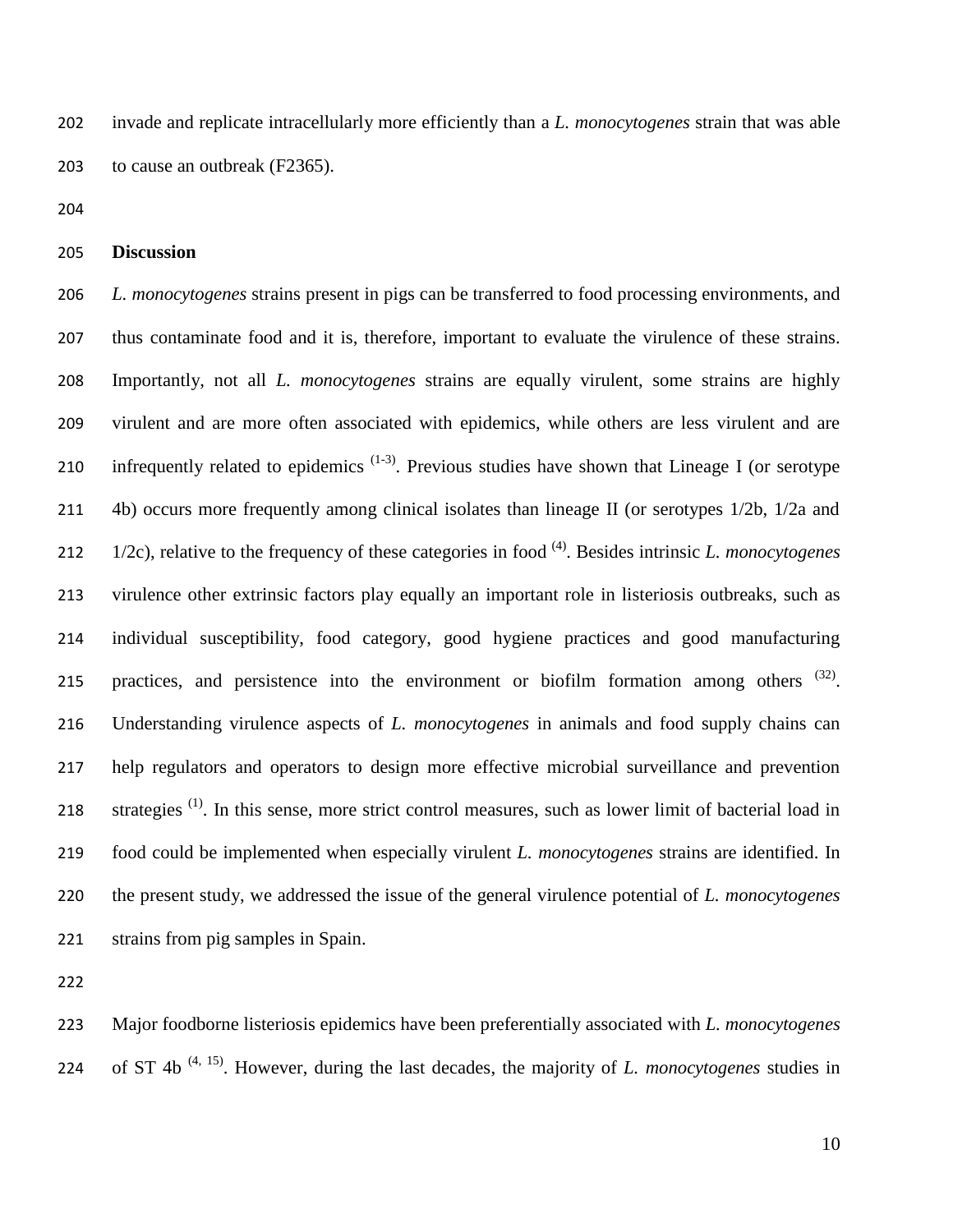invade and replicate intracellularly more efficiently than a *L. monocytogenes* strain that was able to cause an outbreak (F2365).

## Discussion

*L. monocytogenes* strains present in pigs can be transferred to food processing environments, and thus contaminate food and it is, therefore, important to evaluate the virulence of these strains. Importantly, not all *L. monocytogenes* strains are equally virulent, some strains are highly virulent and are more often associated with epidemics, while others are less virulent and are infrequently related to epidemics [(1-3)]. Previous studies have shown that Lineage I (or serotype 4b) occurs more frequently among clinical isolates than lineage II (or serotypes 1/2b, 1/2a and 1/2c), relative to the frequency of these categories in food [(4)]. Besides intrinsic *L. monocytogenes* virulence other extrinsic factors play equally an important role in listeriosis outbreaks, such as individual susceptibility, food category, good hygiene practices and good manufacturing practices, and persistence into the environment or biofilm formation among others [(32)]. Understanding virulence aspects of *L. monocytogenes* in animals and food supply chains can help regulators and operators to design more effective microbial surveillance and prevention strategies [(1)]. In this sense, more strict control measures, such as lower limit of bacterial load in food could be implemented when especially virulent *L. monocytogenes* strains are identified. In the present study, we addressed the issue of the general virulence potential of *L. monocytogenes* strains from pig samples in Spain.

Major foodborne listeriosis epidemics have been preferentially associated with *L. monocytogenes* of ST 4b [(4, 15)]. However, during the last decades, the majority of *L. monocytogenes* studies in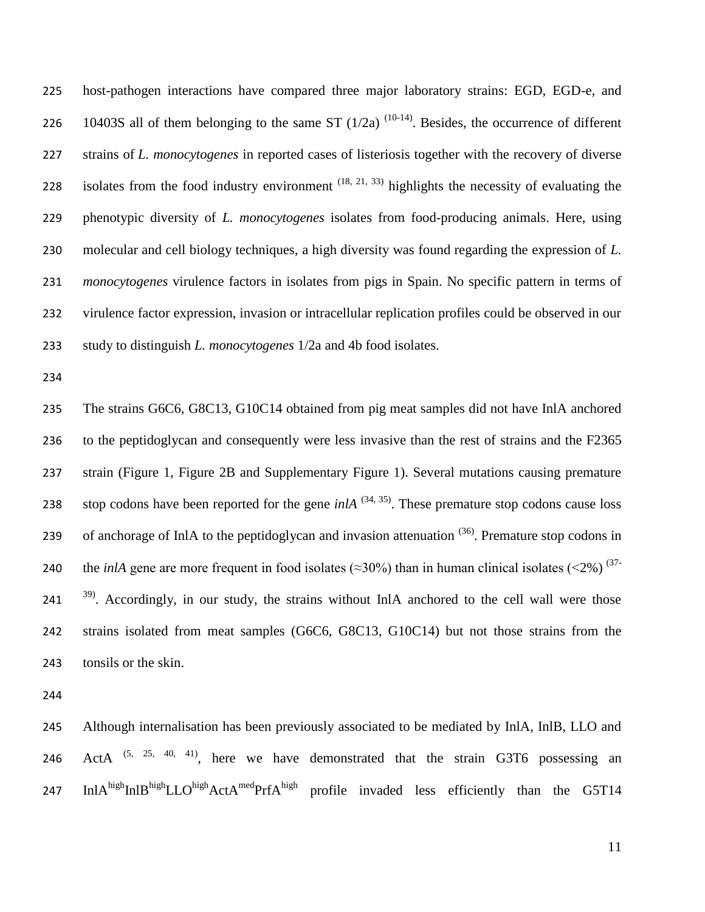host-pathogen interactions have compared three major laboratory strains: EGD, EGD-e, and 10403S all of them belonging to the same ST (1/2a) [10-14]. Besides, the occurrence of different strains of *L. monocytogenes* in reported cases of listeriosis together with the recovery of diverse isolates from the food industry environment [18, 21, 33] highlights the necessity of evaluating the phenotypic diversity of *L. monocytogenes* isolates from food-producing animals. Here, using molecular and cell biology techniques, a high diversity was found regarding the expression of *L. monocytogenes* virulence factors in isolates from pigs in Spain. No specific pattern in terms of virulence factor expression, invasion or intracellular replication profiles could be observed in our study to distinguish *L. monocytogenes* 1/2a and 4b food isolates.

The strains G6C6, G8C13, G10C14 obtained from pig meat samples did not have InlA anchored to the peptidoglycan and consequently were less invasive than the rest of strains and the F2365 strain (Figure 1, Figure 2B and Supplementary Figure 1). Several mutations causing premature stop codons have been reported for the gene *inlA* [34, 35]. These premature stop codons cause loss of anchorage of InlA to the peptidoglycan and invasion attenuation [36]. Premature stop codons in the *inlA* gene are more frequent in food isolates (≈30%) than in human clinical isolates (<2%) [37-39]. Accordingly, in our study, the strains without InlA anchored to the cell wall were those strains isolated from meat samples (G6C6, G8C13, G10C14) but not those strains from the tonsils or the skin.

Although internalisation has been previously associated to be mediated by InlA, InlB, LLO and ActA [5, 25, 40, 41], here we have demonstrated that the strain G3T6 possessing an $InlA^{high}InlB^{high}LLO^{high}ActA^{med}PrfA^{high}$ profile invaded less efficiently than the G5T14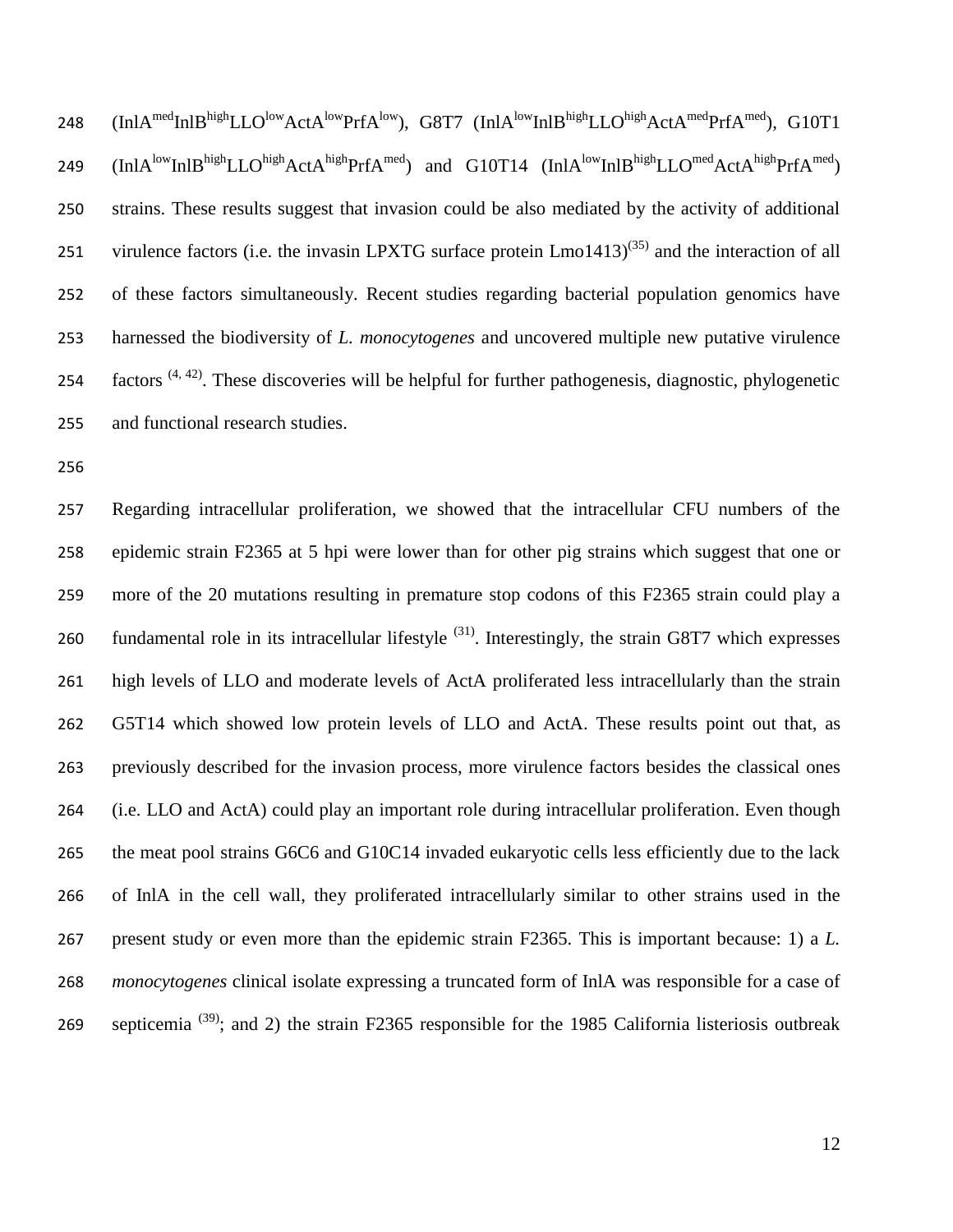(InlA$^{med}$InlB$^{high}$LLO$^{low}$ActA$^{low}$PrfA$^{low}$), G8T7 (InlA$^{low}$InlB$^{high}$LLO$^{high}$ActA$^{med}$PrfA$^{med}$), G10T1 (InlA$^{low}$InlB$^{high}$LLO$^{high}$ActA$^{high}$PrfA$^{med}$) and G10T14 (InlA$^{low}$InlB$^{high}$LLO$^{med}$ActA$^{high}$PrfA$^{med}$) strains. These results suggest that invasion could be also mediated by the activity of additional virulence factors (i.e. the invasin LPXTG surface protein Lmo1413)[35] and the interaction of all of these factors simultaneously. Recent studies regarding bacterial population genomics have harnessed the biodiversity of *L. monocytogenes* and uncovered multiple new putative virulence factors [4, 42]. These discoveries will be helpful for further pathogenesis, diagnostic, phylogenetic and functional research studies.

Regarding intracellular proliferation, we showed that the intracellular CFU numbers of the epidemic strain F2365 at 5 hpi were lower than for other pig strains which suggest that one or more of the 20 mutations resulting in premature stop codons of this F2365 strain could play a fundamental role in its intracellular lifestyle [31]. Interestingly, the strain G8T7 which expresses high levels of LLO and moderate levels of ActA proliferated less intracellularly than the strain G5T14 which showed low protein levels of LLO and ActA. These results point out that, as previously described for the invasion process, more virulence factors besides the classical ones (i.e. LLO and ActA) could play an important role during intracellular proliferation. Even though the meat pool strains G6C6 and G10C14 invaded eukaryotic cells less efficiently due to the lack of InlA in the cell wall, they proliferated intracellularly similar to other strains used in the present study or even more than the epidemic strain F2365. This is important because: 1) a *L. monocytogenes* clinical isolate expressing a truncated form of InlA was responsible for a case of septicemia [39]; and 2) the strain F2365 responsible for the 1985 California listeriosis outbreak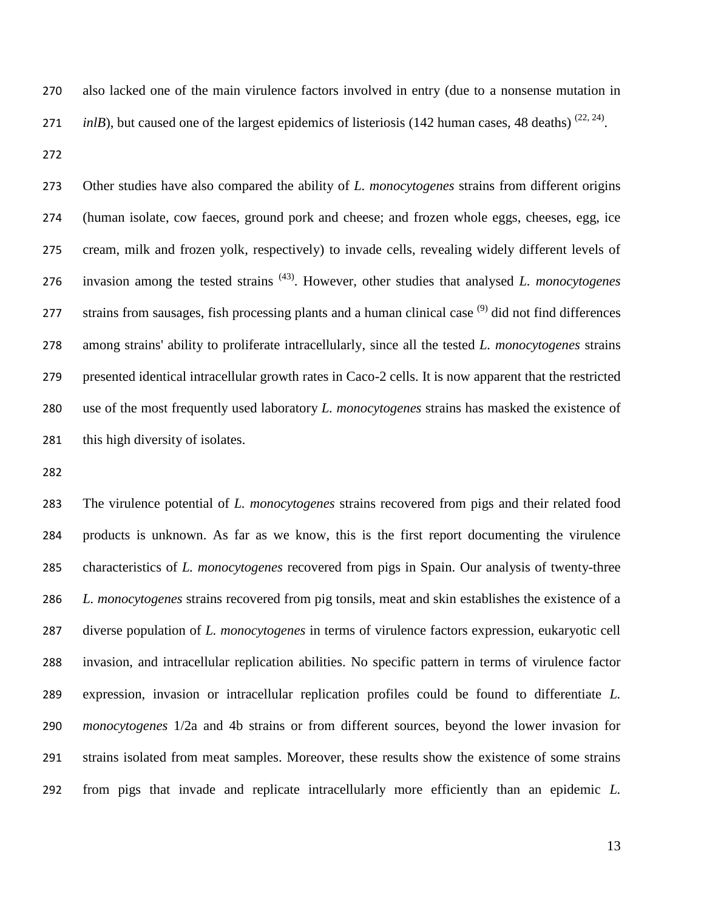also lacked one of the main virulence factors involved in entry (due to a nonsense mutation in *inlB*), but caused one of the largest epidemics of listeriosis (142 human cases, 48 deaths) [22, 24].

Other studies have also compared the ability of *L. monocytogenes* strains from different origins (human isolate, cow faeces, ground pork and cheese; and frozen whole eggs, cheeses, egg, ice cream, milk and frozen yolk, respectively) to invade cells, revealing widely different levels of invasion among the tested strains [43]. However, other studies that analysed *L. monocytogenes* strains from sausages, fish processing plants and a human clinical case [9] did not find differences among strains' ability to proliferate intracellularly, since all the tested *L. monocytogenes* strains presented identical intracellular growth rates in Caco-2 cells. It is now apparent that the restricted use of the most frequently used laboratory *L. monocytogenes* strains has masked the existence of this high diversity of isolates.

The virulence potential of *L. monocytogenes* strains recovered from pigs and their related food products is unknown. As far as we know, this is the first report documenting the virulence characteristics of *L. monocytogenes* recovered from pigs in Spain. Our analysis of twenty-three *L. monocytogenes* strains recovered from pig tonsils, meat and skin establishes the existence of a diverse population of *L. monocytogenes* in terms of virulence factors expression, eukaryotic cell invasion, and intracellular replication abilities. No specific pattern in terms of virulence factor expression, invasion or intracellular replication profiles could be found to differentiate *L. monocytogenes* 1/2a and 4b strains or from different sources, beyond the lower invasion for strains isolated from meat samples. Moreover, these results show the existence of some strains from pigs that invade and replicate intracellularly more efficiently than an epidemic *L.*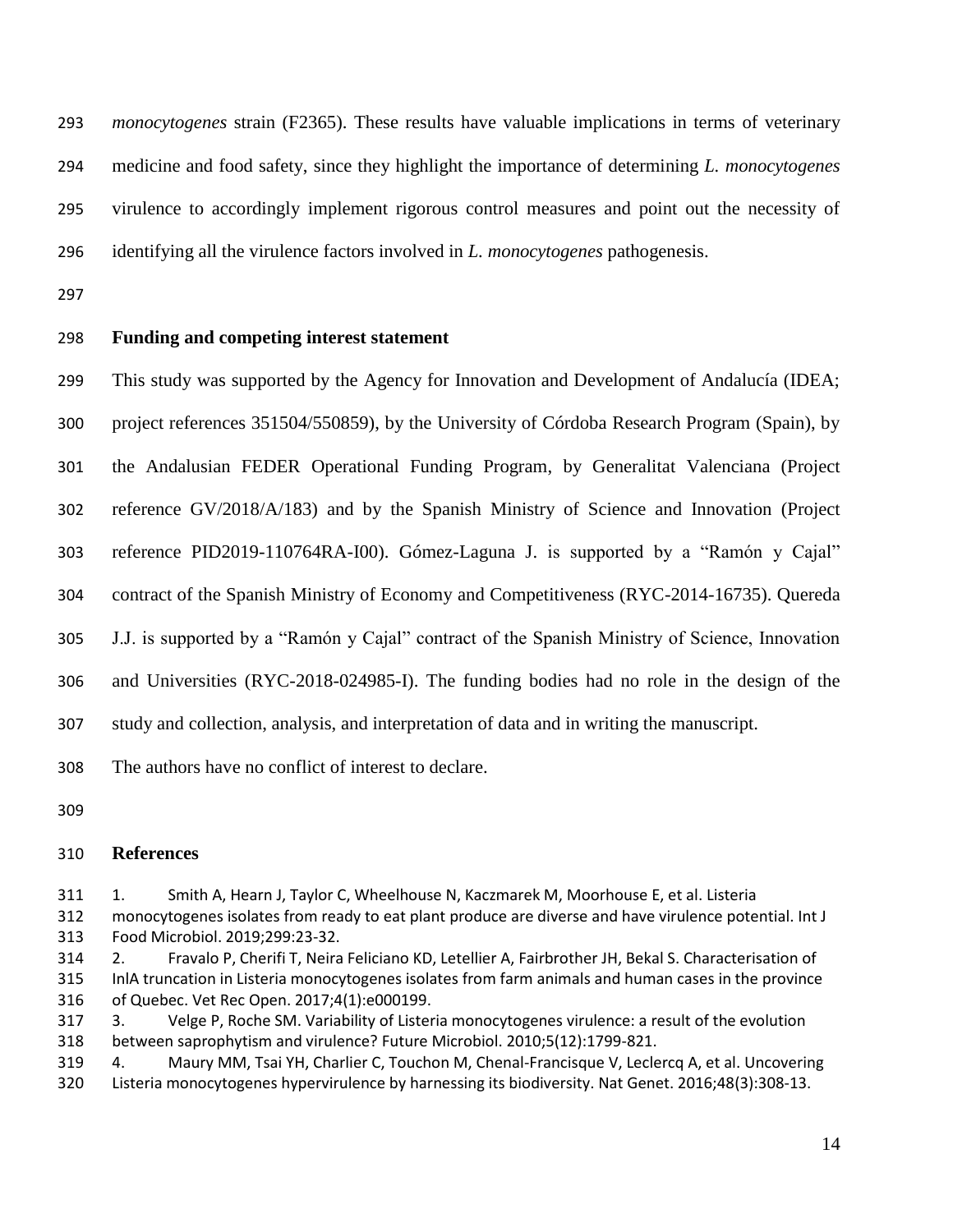*monocytogenes* strain (F2365). These results have valuable implications in terms of veterinary medicine and food safety, since they highlight the importance of determining *L. monocytogenes* virulence to accordingly implement rigorous control measures and point out the necessity of identifying all the virulence factors involved in *L. monocytogenes* pathogenesis.

## Funding and competing interest statement

This study was supported by the Agency for Innovation and Development of Andalucía (IDEA; project references 351504/550859), by the University of Córdoba Research Program (Spain), by the Andalusian FEDER Operational Funding Program, by Generalitat Valenciana (Project reference GV/2018/A/183) and by the Spanish Ministry of Science and Innovation (Project reference PID2019-110764RA-I00). Gómez-Laguna J. is supported by a "Ramón y Cajal" contract of the Spanish Ministry of Economy and Competitiveness (RYC-2014-16735). Quereda J.J. is supported by a "Ramón y Cajal" contract of the Spanish Ministry of Science, Innovation and Universities (RYC-2018-024985-I). The funding bodies had no role in the design of the study and collection, analysis, and interpretation of data and in writing the manuscript.

The authors have no conflict of interest to declare.

## References

1. Smith A, Hearn J, Taylor C, Wheelhouse N, Kaczmarek M, Moorhouse E, et al. Listeria monocytogenes isolates from ready to eat plant produce are diverse and have virulence potential. Int J Food Microbiol. 2019;299:23-32.
2. Fravalo P, Cherifi T, Neira Feliciano KD, Letellier A, Fairbrother JH, Bekal S. Characterisation of InlA truncation in Listeria monocytogenes isolates from farm animals and human cases in the province of Quebec. Vet Rec Open. 2017;4(1):e000199.
3. Velge P, Roche SM. Variability of Listeria monocytogenes virulence: a result of the evolution between saprophytism and virulence? Future Microbiol. 2010;5(12):1799-821.
4. Maury MM, Tsai YH, Charlier C, Touchon M, Chenal-Francisque V, Leclercq A, et al. Uncovering Listeria monocytogenes hypervirulence by harnessing its biodiversity. Nat Genet. 2016;48(3):308-13.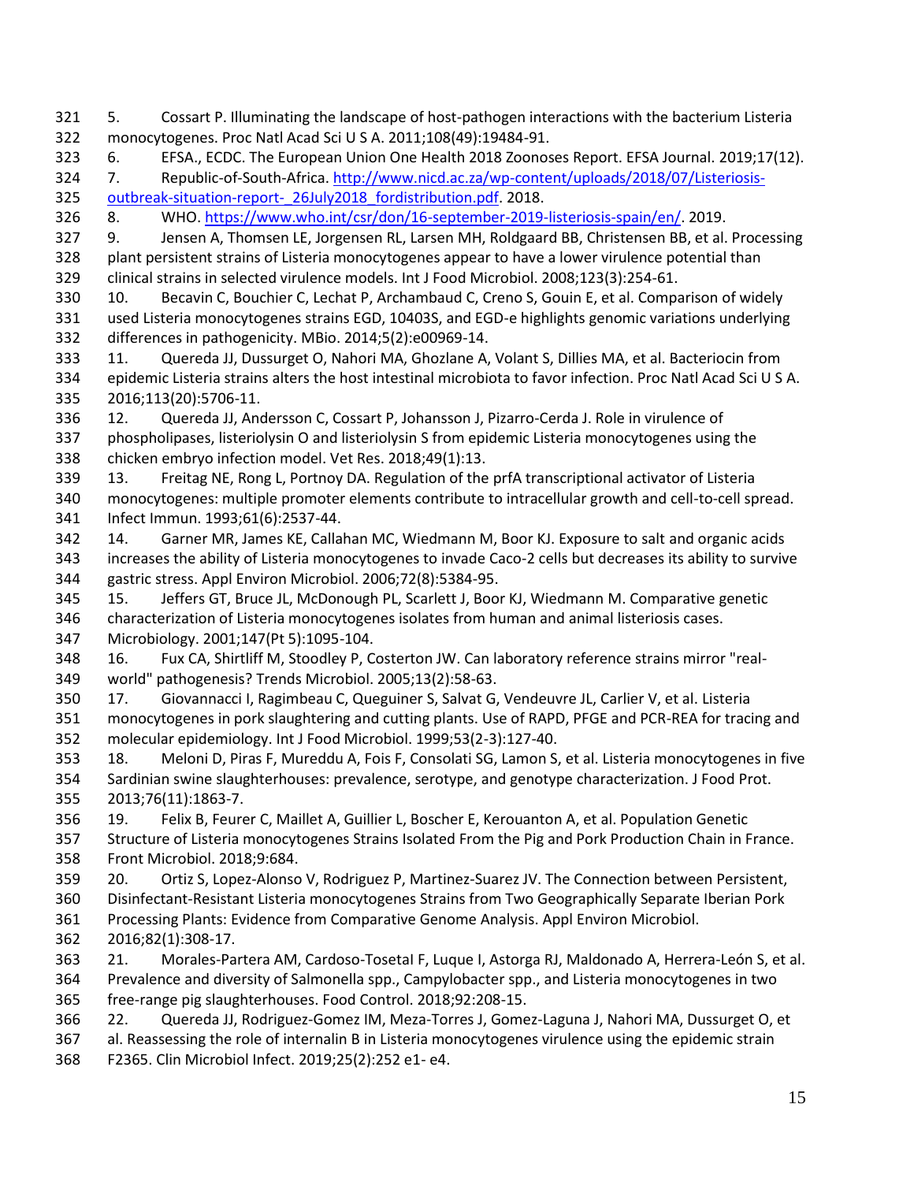5. Cossart P. Illuminating the landscape of host-pathogen interactions with the bacterium Listeria monocytogenes. Proc Natl Acad Sci U S A. 2011;108(49):19484-91.
6. EFSA., ECDC. The European Union One Health 2018 Zoonoses Report. EFSA Journal. 2019;17(12).
7. Republic-of-South-Africa. http://www.nicd.ac.za/wp-content/uploads/2018/07/Listeriosis-outbreak-situation-report-_26July2018_fordistribution.pdf. 2018.
8. WHO. https://www.who.int/csr/don/16-september-2019-listeriosis-spain/en/. 2019.
9. Jensen A, Thomsen LE, Jorgensen RL, Larsen MH, Roldgaard BB, Christensen BB, et al. Processing plant persistent strains of Listeria monocytogenes appear to have a lower virulence potential than clinical strains in selected virulence models. Int J Food Microbiol. 2008;123(3):254-61.
10. Becavin C, Bouchier C, Lechat P, Archambaud C, Creno S, Gouin E, et al. Comparison of widely used Listeria monocytogenes strains EGD, 10403S, and EGD-e highlights genomic variations underlying differences in pathogenicity. MBio. 2014;5(2):e00969-14.
11. Quereda JJ, Dussurget O, Nahori MA, Ghozlane A, Volant S, Dillies MA, et al. Bacteriocin from epidemic Listeria strains alters the host intestinal microbiota to favor infection. Proc Natl Acad Sci U S A. 2016;113(20):5706-11.
12. Quereda JJ, Andersson C, Cossart P, Johansson J, Pizarro-Cerda J. Role in virulence of phospholipases, listeriolysin O and listeriolysin S from epidemic Listeria monocytogenes using the chicken embryo infection model. Vet Res. 2018;49(1):13.
13. Freitag NE, Rong L, Portnoy DA. Regulation of the prfA transcriptional activator of Listeria monocytogenes: multiple promoter elements contribute to intracellular growth and cell-to-cell spread. Infect Immun. 1993;61(6):2537-44.
14. Garner MR, James KE, Callahan MC, Wiedmann M, Boor KJ. Exposure to salt and organic acids increases the ability of Listeria monocytogenes to invade Caco-2 cells but decreases its ability to survive gastric stress. Appl Environ Microbiol. 2006;72(8):5384-95.
15. Jeffers GT, Bruce JL, McDonough PL, Scarlett J, Boor KJ, Wiedmann M. Comparative genetic characterization of Listeria monocytogenes isolates from human and animal listeriosis cases. Microbiology. 2001;147(Pt 5):1095-104.
16. Fux CA, Shirtliff M, Stoodley P, Costerton JW. Can laboratory reference strains mirror "real-world" pathogenesis? Trends Microbiol. 2005;13(2):58-63.
17. Giovannacci I, Ragimbeau C, Queguiner S, Salvat G, Vendeuvre JL, Carlier V, et al. Listeria monocytogenes in pork slaughtering and cutting plants. Use of RAPD, PFGE and PCR-REA for tracing and molecular epidemiology. Int J Food Microbiol. 1999;53(2-3):127-40.
18. Meloni D, Piras F, Mureddu A, Fois F, Consolati SG, Lamon S, et al. Listeria monocytogenes in five Sardinian swine slaughterhouses: prevalence, serotype, and genotype characterization. J Food Prot. 2013;76(11):1863-7.
19. Felix B, Feurer C, Maillet A, Guillier L, Boscher E, Kerouanton A, et al. Population Genetic Structure of Listeria monocytogenes Strains Isolated From the Pig and Pork Production Chain in France. Front Microbiol. 2018;9:684.
20. Ortiz S, Lopez-Alonso V, Rodriguez P, Martinez-Suarez JV. The Connection between Persistent, Disinfectant-Resistant Listeria monocytogenes Strains from Two Geographically Separate Iberian Pork Processing Plants: Evidence from Comparative Genome Analysis. Appl Environ Microbiol. 2016;82(1):308-17.
21. Morales-Partera AM, Cardoso-Tosetal F, Luque I, Astorga RJ, Maldonado A, Herrera-León S, et al. Prevalence and diversity of Salmonella spp., Campylobacter spp., and Listeria monocytogenes in two free-range pig slaughterhouses. Food Control. 2018;92:208-15.
22. Quereda JJ, Rodriguez-Gomez IM, Meza-Torres J, Gomez-Laguna J, Nahori MA, Dussurget O, et al. Reassessing the role of internalin B in Listeria monocytogenes virulence using the epidemic strain F2365. Clin Microbiol Infect. 2019;25(2):252 e1- e4.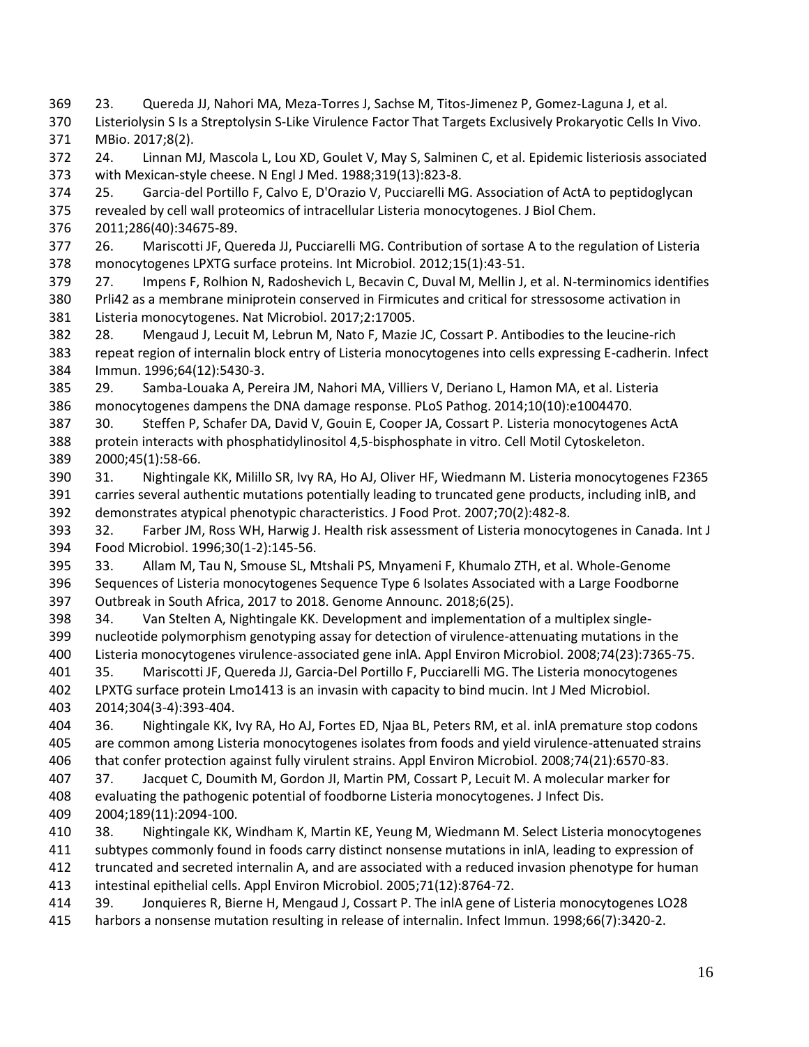23. Quereda JJ, Nahori MA, Meza-Torres J, Sachse M, Titos-Jimenez P, Gomez-Laguna J, et al. Listeriolysin S Is a Streptolysin S-Like Virulence Factor That Targets Exclusively Prokaryotic Cells In Vivo. MBio. 2017;8(2).

24. Linnan MJ, Mascola L, Lou XD, Goulet V, May S, Salminen C, et al. Epidemic listeriosis associated with Mexican-style cheese. N Engl J Med. 1988;319(13):823-8.

25. Garcia-del Portillo F, Calvo E, D'Orazio V, Pucciarelli MG. Association of ActA to peptidoglycan revealed by cell wall proteomics of intracellular Listeria monocytogenes. J Biol Chem. 2011;286(40):34675-89.

26. Mariscotti JF, Quereda JJ, Pucciarelli MG. Contribution of sortase A to the regulation of Listeria monocytogenes LPXTG surface proteins. Int Microbiol. 2012;15(1):43-51.

27. Impens F, Rolhion N, Radoshevich L, Becavin C, Duval M, Mellin J, et al. N-terminomics identifies Prli42 as a membrane miniprotein conserved in Firmicutes and critical for stressosome activation in Listeria monocytogenes. Nat Microbiol. 2017;2:17005.

28. Mengaud J, Lecuit M, Lebrun M, Nato F, Mazie JC, Cossart P. Antibodies to the leucine-rich repeat region of internalin block entry of Listeria monocytogenes into cells expressing E-cadherin. Infect Immun. 1996;64(12):5430-3.

29. Samba-Louaka A, Pereira JM, Nahori MA, Villiers V, Deriano L, Hamon MA, et al. Listeria monocytogenes dampens the DNA damage response. PLoS Pathog. 2014;10(10):e1004470.

30. Steffen P, Schafer DA, David V, Gouin E, Cooper JA, Cossart P. Listeria monocytogenes ActA protein interacts with phosphatidylinositol 4,5-bisphosphate in vitro. Cell Motil Cytoskeleton. 2000;45(1):58-66.

31. Nightingale KK, Milillo SR, Ivy RA, Ho AJ, Oliver HF, Wiedmann M. Listeria monocytogenes F2365 carries several authentic mutations potentially leading to truncated gene products, including inlB, and demonstrates atypical phenotypic characteristics. J Food Prot. 2007;70(2):482-8.

32. Farber JM, Ross WH, Harwig J. Health risk assessment of Listeria monocytogenes in Canada. Int J Food Microbiol. 1996;30(1-2):145-56.

33. Allam M, Tau N, Smouse SL, Mtshali PS, Mnyameni F, Khumalo ZTH, et al. Whole-Genome Sequences of Listeria monocytogenes Sequence Type 6 Isolates Associated with a Large Foodborne Outbreak in South Africa, 2017 to 2018. Genome Announc. 2018;6(25).

34. Van Stelten A, Nightingale KK. Development and implementation of a multiplex single-nucleotide polymorphism genotyping assay for detection of virulence-attenuating mutations in the Listeria monocytogenes virulence-associated gene inlA. Appl Environ Microbiol. 2008;74(23):7365-75.

35. Mariscotti JF, Quereda JJ, Garcia-Del Portillo F, Pucciarelli MG. The Listeria monocytogenes LPXTG surface protein Lmo1413 is an invasin with capacity to bind mucin. Int J Med Microbiol. 2014;304(3-4):393-404.

36. Nightingale KK, Ivy RA, Ho AJ, Fortes ED, Njaa BL, Peters RM, et al. inlA premature stop codons are common among Listeria monocytogenes isolates from foods and yield virulence-attenuated strains that confer protection against fully virulent strains. Appl Environ Microbiol. 2008;74(21):6570-83.

37. Jacquet C, Doumith M, Gordon JI, Martin PM, Cossart P, Lecuit M. A molecular marker for evaluating the pathogenic potential of foodborne Listeria monocytogenes. J Infect Dis. 2004;189(11):2094-100.

38. Nightingale KK, Windham K, Martin KE, Yeung M, Wiedmann M. Select Listeria monocytogenes subtypes commonly found in foods carry distinct nonsense mutations in inlA, leading to expression of truncated and secreted internalin A, and are associated with a reduced invasion phenotype for human intestinal epithelial cells. Appl Environ Microbiol. 2005;71(12):8764-72.

39. Jonquieres R, Bierne H, Mengaud J, Cossart P. The inlA gene of Listeria monocytogenes LO28 harbors a nonsense mutation resulting in release of internalin. Infect Immun. 1998;66(7):3420-2.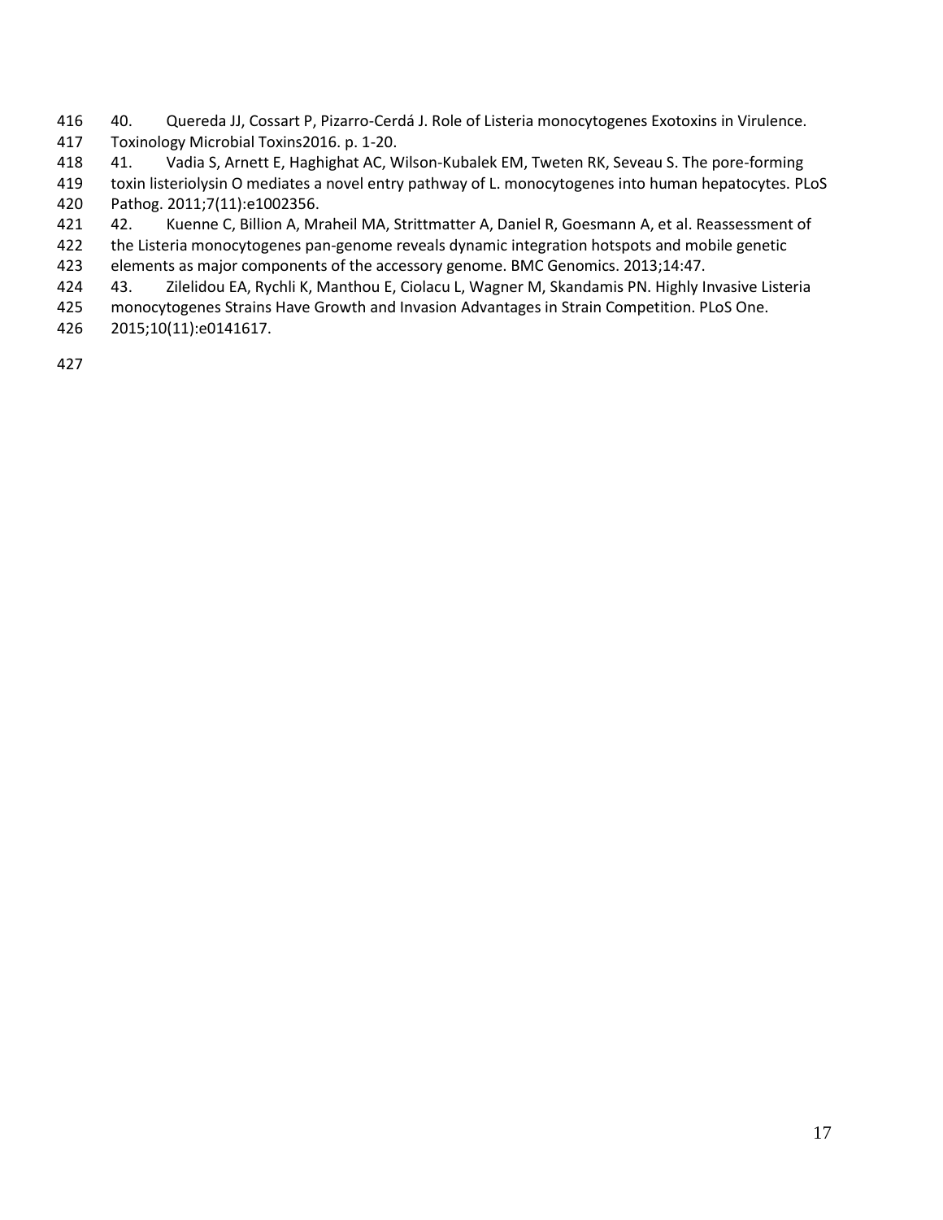40. Quereda JJ, Cossart P, Pizarro-Cerdá J. Role of Listeria monocytogenes Exotoxins in Virulence. Toxinology Microbial Toxins2016. p. 1-20.

41. Vadia S, Arnett E, Haghighat AC, Wilson-Kubalek EM, Tweten RK, Seveau S. The pore-forming toxin listeriolysin O mediates a novel entry pathway of L. monocytogenes into human hepatocytes. PLoS Pathog. 2011;7(11):e1002356.

42. Kuenne C, Billion A, Mraheil MA, Strittmatter A, Daniel R, Goesmann A, et al. Reassessment of the Listeria monocytogenes pan-genome reveals dynamic integration hotspots and mobile genetic elements as major components of the accessory genome. BMC Genomics. 2013;14:47.

43. Zilelidou EA, Rychli K, Manthou E, Ciolacu L, Wagner M, Skandamis PN. Highly Invasive Listeria monocytogenes Strains Have Growth and Invasion Advantages in Strain Competition. PLoS One. 2015;10(11):e0141617.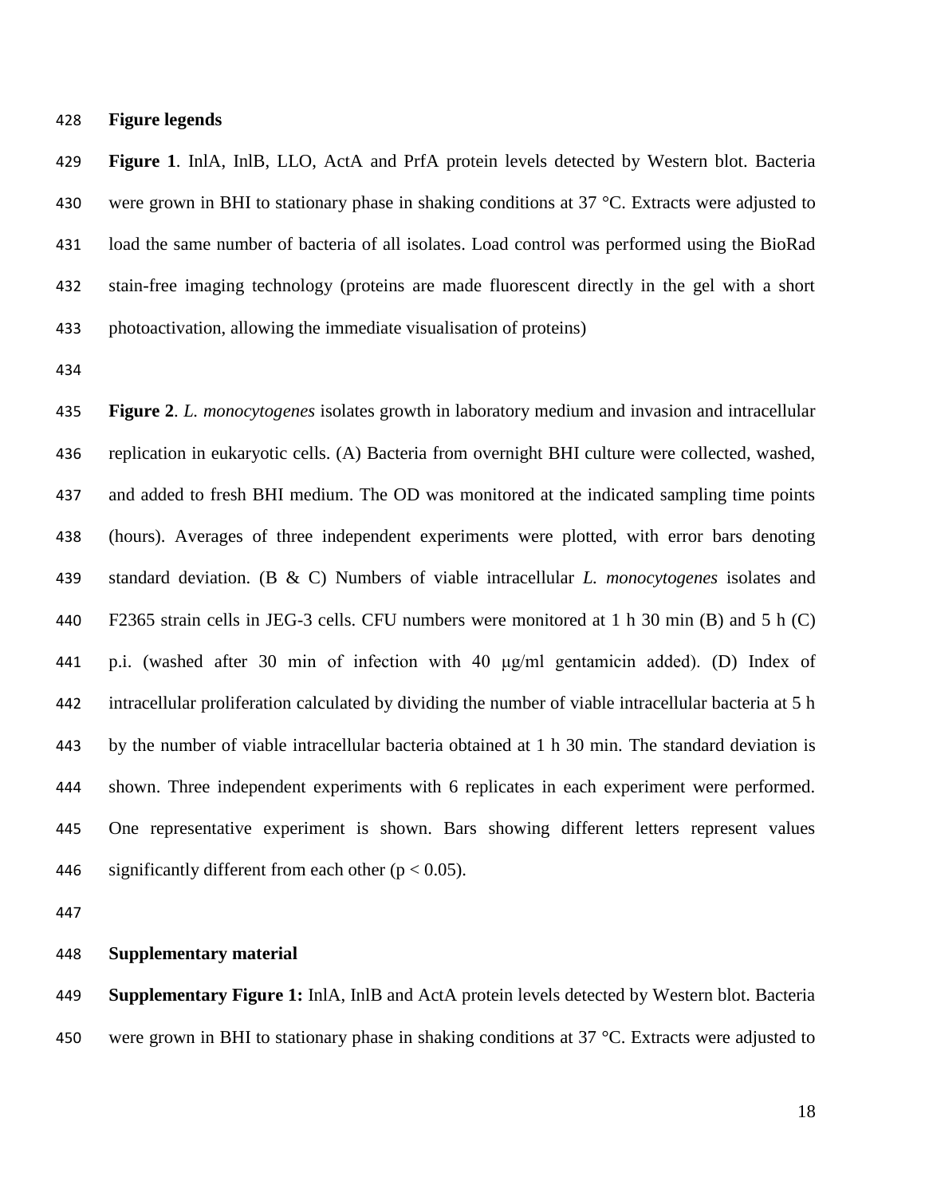## Figure legends

**Figure 1**. InlA, InlB, LLO, ActA and PrfA protein levels detected by Western blot. Bacteria were grown in BHI to stationary phase in shaking conditions at 37 °C. Extracts were adjusted to load the same number of bacteria of all isolates. Load control was performed using the BioRad stain-free imaging technology (proteins are made fluorescent directly in the gel with a short photoactivation, allowing the immediate visualisation of proteins)

**Figure 2**. *L. monocytogenes* isolates growth in laboratory medium and invasion and intracellular replication in eukaryotic cells. (A) Bacteria from overnight BHI culture were collected, washed, and added to fresh BHI medium. The OD was monitored at the indicated sampling time points (hours). Averages of three independent experiments were plotted, with error bars denoting standard deviation. (B & C) Numbers of viable intracellular *L. monocytogenes* isolates and F2365 strain cells in JEG-3 cells. CFU numbers were monitored at 1 h 30 min (B) and 5 h (C) p.i. (washed after 30 min of infection with 40 μg/ml gentamicin added). (D) Index of intracellular proliferation calculated by dividing the number of viable intracellular bacteria at 5 h by the number of viable intracellular bacteria obtained at 1 h 30 min. The standard deviation is shown. Three independent experiments with 6 replicates in each experiment were performed. One representative experiment is shown. Bars showing different letters represent values significantly different from each other ($p < 0.05$).

## Supplementary material

**Supplementary Figure 1:** InlA, InlB and ActA protein levels detected by Western blot. Bacteria were grown in BHI to stationary phase in shaking conditions at 37 °C. Extracts were adjusted to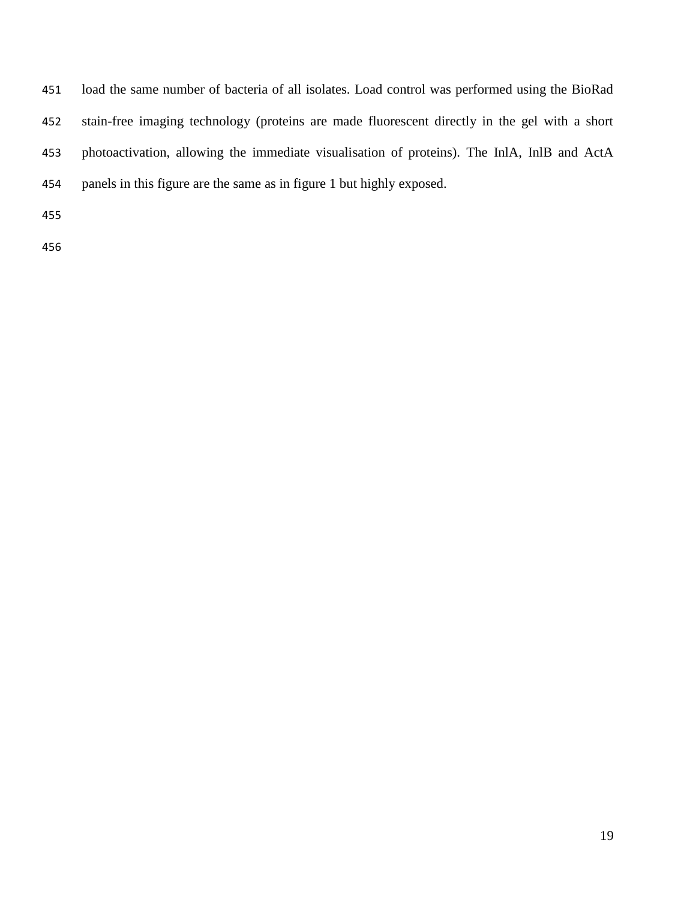load the same number of bacteria of all isolates. Load control was performed using the BioRad stain-free imaging technology (proteins are made fluorescent directly in the gel with a short photoactivation, allowing the immediate visualisation of proteins). The InlA, InlB and ActA panels in this figure are the same as in figure 1 but highly exposed.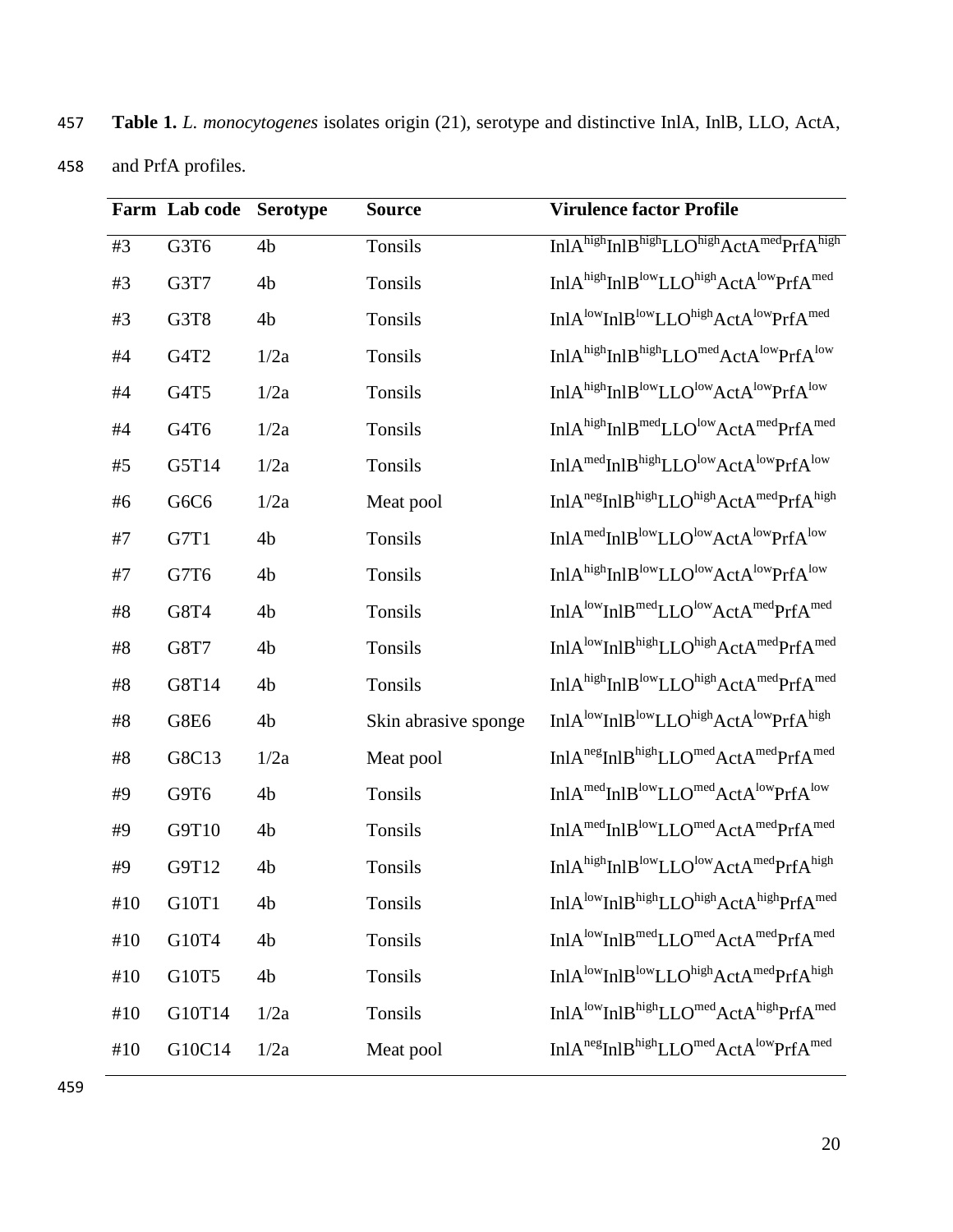**Table 1.** *L. monocytogenes* isolates origin (21), serotype and distinctive InlA, InlB, LLO, ActA, and PrfA profiles.

| Farm | Lab code | Serotype | Source | Virulence factor Profile |
|---|---|---|---|---|
| #3 | G3T6 | 4b | Tonsils | $InlA^{high}InlB^{high}LLO^{high}ActA^{med}PrfA^{high}$ |
| #3 | G3T7 | 4b | Tonsils | $InlA^{high}InlB^{low}LLO^{high}ActA^{low}PrfA^{med}$ |
| #3 | G3T8 | 4b | Tonsils | $InlA^{low}InlB^{low}LLO^{high}ActA^{low}PrfA^{med}$ |
| #4 | G4T2 | 1/2a | Tonsils | $InlA^{high}InlB^{high}LLO^{med}ActA^{low}PrfA^{low}$ |
| #4 | G4T5 | 1/2a | Tonsils | $InlA^{high}InlB^{low}LLO^{low}ActA^{low}PrfA^{low}$ |
| #4 | G4T6 | 1/2a | Tonsils | $InlA^{high}InlB^{med}LLO^{low}ActA^{med}PrfA^{med}$ |
| #5 | G5T14 | 1/2a | Tonsils | $InlA^{med}InlB^{high}LLO^{low}ActA^{low}PrfA^{low}$ |
| #6 | G6C6 | 1/2a | Meat pool | $InlA^{neg}InlB^{high}LLO^{high}ActA^{med}PrfA^{high}$ |
| #7 | G7T1 | 4b | Tonsils | $InlA^{med}InlB^{low}LLO^{low}ActA^{low}PrfA^{low}$ |
| #7 | G7T6 | 4b | Tonsils | $InlA^{high}InlB^{low}LLO^{low}ActA^{low}PrfA^{low}$ |
| #8 | G8T4 | 4b | Tonsils | $InlA^{low}InlB^{med}LLO^{low}ActA^{med}PrfA^{med}$ |
| #8 | G8T7 | 4b | Tonsils | $InlA^{low}InlB^{high}LLO^{high}ActA^{med}PrfA^{med}$ |
| #8 | G8T14 | 4b | Tonsils | $InlA^{high}InlB^{low}LLO^{high}ActA^{med}PrfA^{med}$ |
| #8 | G8E6 | 4b | Skin abrasive sponge | $InlA^{low}InlB^{low}LLO^{high}ActA^{low}PrfA^{high}$ |
| #8 | G8C13 | 1/2a | Meat pool | $InlA^{neg}InlB^{high}LLO^{med}ActA^{med}PrfA^{med}$ |
| #9 | G9T6 | 4b | Tonsils | $InlA^{med}InlB^{low}LLO^{med}ActA^{low}PrfA^{low}$ |
| #9 | G9T10 | 4b | Tonsils | $InlA^{med}InlB^{low}LLO^{med}ActA^{med}PrfA^{med}$ |
| #9 | G9T12 | 4b | Tonsils | $InlA^{high}InlB^{low}LLO^{low}ActA^{med}PrfA^{high}$ |
| #10 | G10T1 | 4b | Tonsils | $InlA^{low}InlB^{high}LLO^{high}ActA^{high}PrfA^{med}$ |
| #10 | G10T4 | 4b | Tonsils | $InlA^{low}InlB^{med}LLO^{med}ActA^{med}PrfA^{med}$ |
| #10 | G10T5 | 4b | Tonsils | $InlA^{low}InlB^{low}LLO^{high}ActA^{med}PrfA^{high}$ |
| #10 | G10T14 | 1/2a | Tonsils | $InlA^{low}InlB^{high}LLO^{med}ActA^{high}PrfA^{med}$ |
| #10 | G10C14 | 1/2a | Meat pool | $InlA^{neg}InlB^{high}LLO^{med}ActA^{low}PrfA^{med}$ |